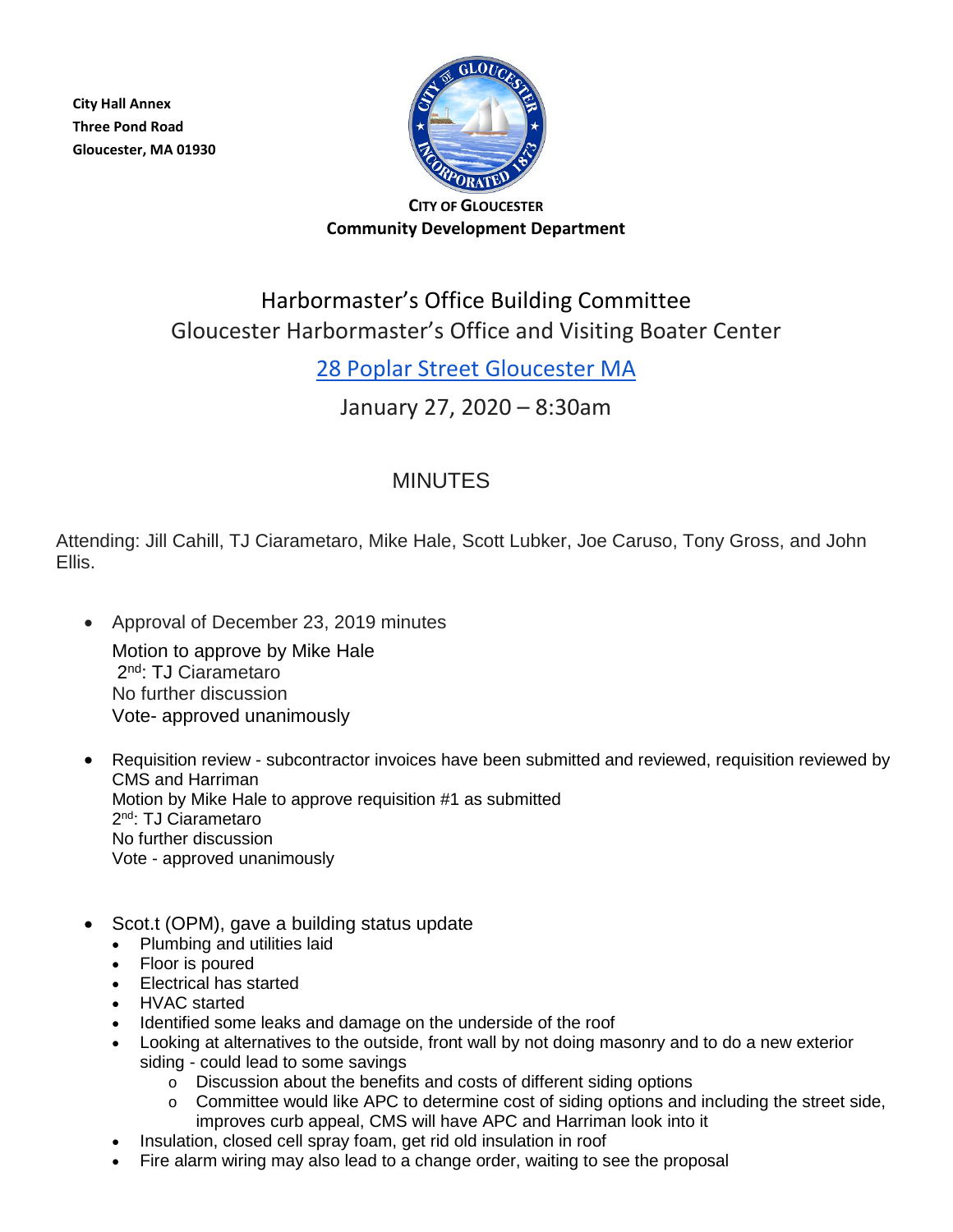City Hall Annex
Three Pond Road
Gloucester, MA 01930

**CITY OF GLOUCESTER**
**Community Development Department**

# Harbormaster's Office Building Committee
## Gloucester Harbormaster's Office and Visiting Boater Center

[28 Poplar Street Gloucester MA]

January 27, 2020 – 8:30am

## MINUTES

Attending: Jill Cahill, TJ Ciarametaro, Mike Hale, Scott Lubker, Joe Caruso, Tony Gross, and John Ellis.

- Approval of December 23, 2019 minutes
  Motion to approve by Mike Hale
  2nd: TJ Ciarametaro
  No further discussion
  Vote- approved unanimously

- Requisition review - subcontractor invoices have been submitted and reviewed, requisition reviewed by CMS and Harriman
  Motion by Mike Hale to approve requisition #1 as submitted
  2nd: TJ Ciarametaro
  No further discussion
  Vote - approved unanimously

- Scot.t (OPM), gave a building status update
  - Plumbing and utilities laid
  - Floor is poured
  - Electrical has started
  - HVAC started
  - Identified some leaks and damage on the underside of the roof
  - Looking at alternatives to the outside, front wall by not doing masonry and to do a new exterior siding - could lead to some savings
    - Discussion about the benefits and costs of different siding options
    - Committee would like APC to determine cost of siding options and including the street side, improves curb appeal, CMS will have APC and Harriman look into it
  - Insulation, closed cell spray foam, get rid old insulation in roof
  - Fire alarm wiring may also lead to a change order, waiting to see the proposal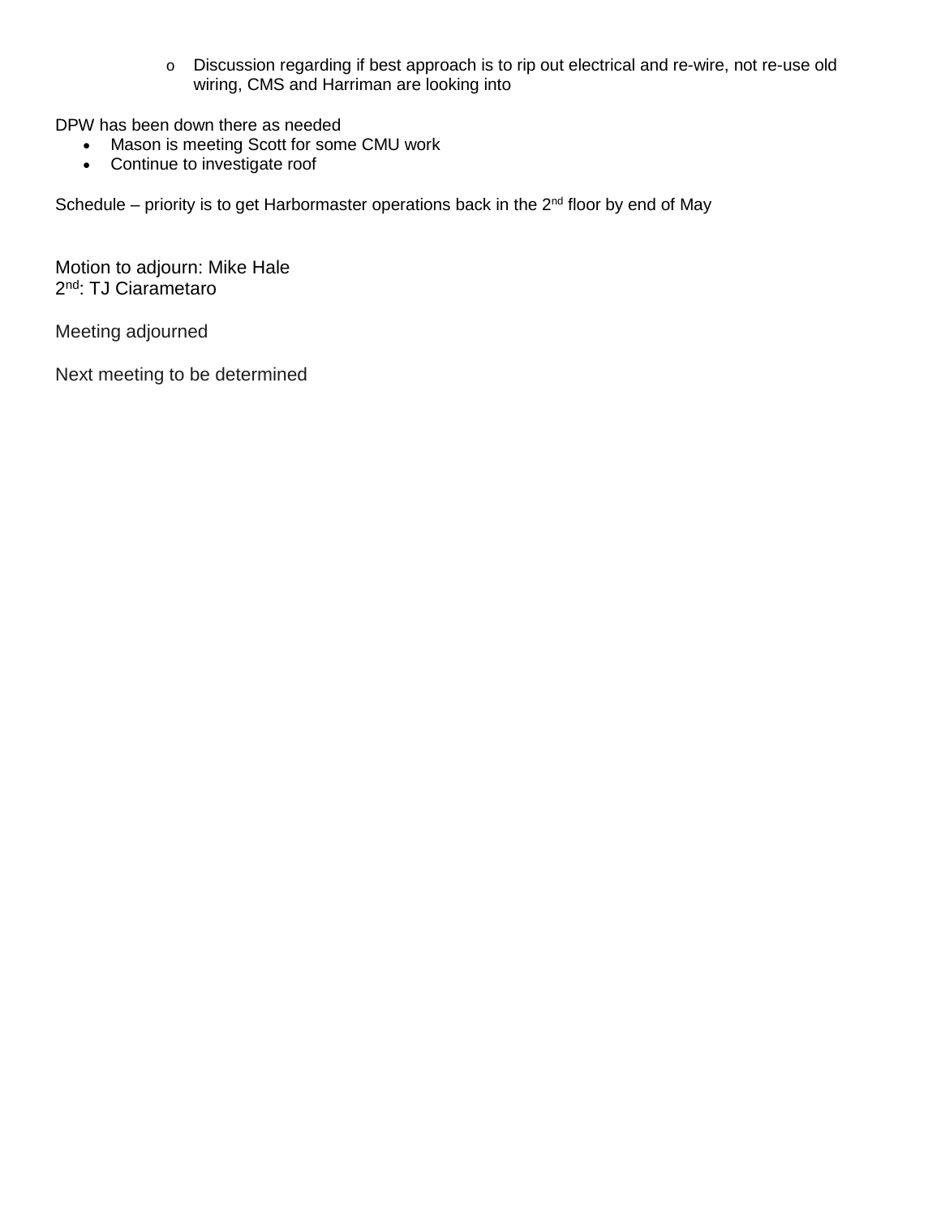- Discussion regarding if best approach is to rip out electrical and re-wire, not re-use old wiring, CMS and Harriman are looking into

DPW has been down there as needed

- Mason is meeting Scott for some CMU work
- Continue to investigate roof

Schedule – priority is to get Harbormaster operations back in the 2nd floor by end of May

Motion to adjourn: Mike Hale
2nd: TJ Ciarametaro

Meeting adjourned

Next meeting to be determined